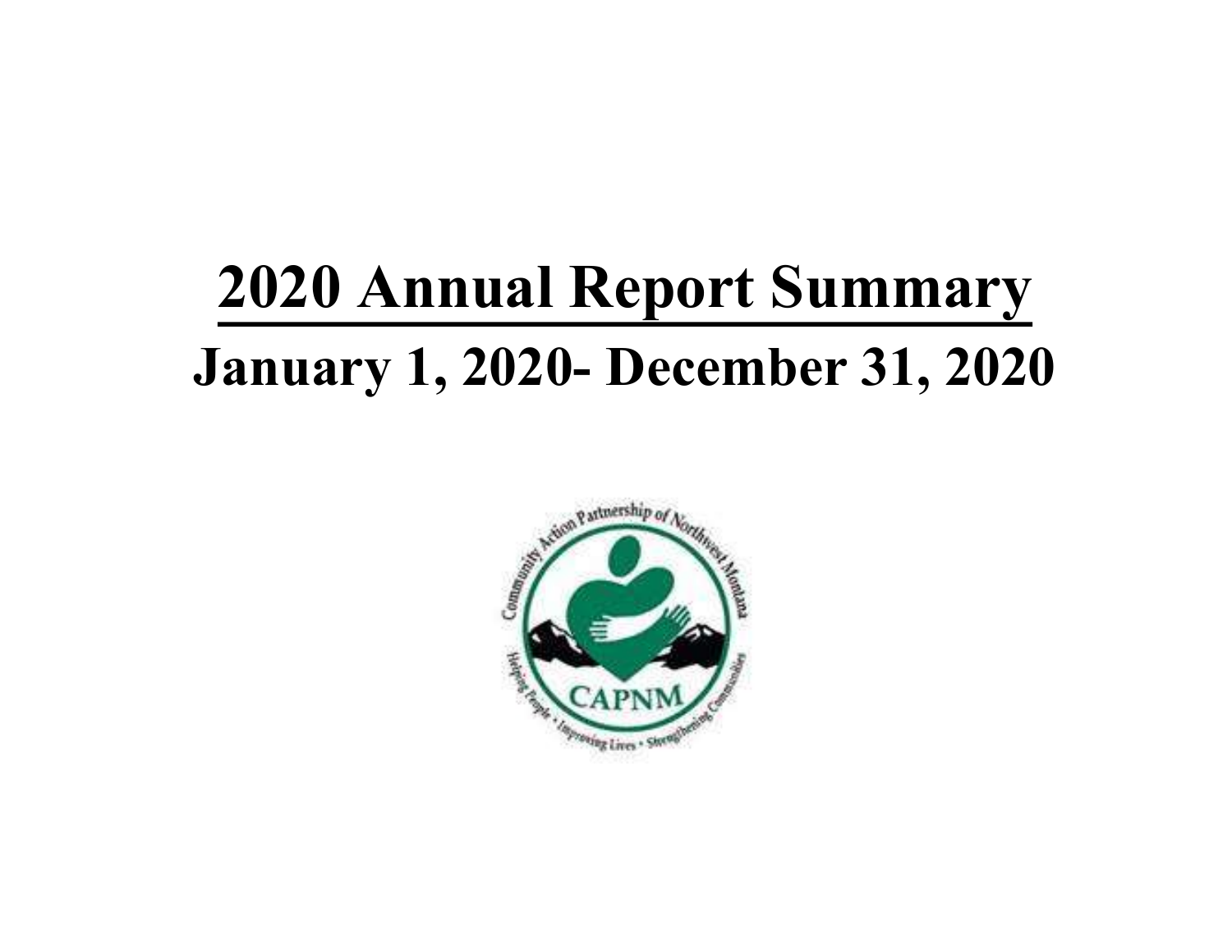# 2020 Annual Report Summary

## January 1, 2020- December 31, 2020

Community Action Partnership of Northwest Montana

CAPNM

Helping People • Improving Lives • Strengthening Communities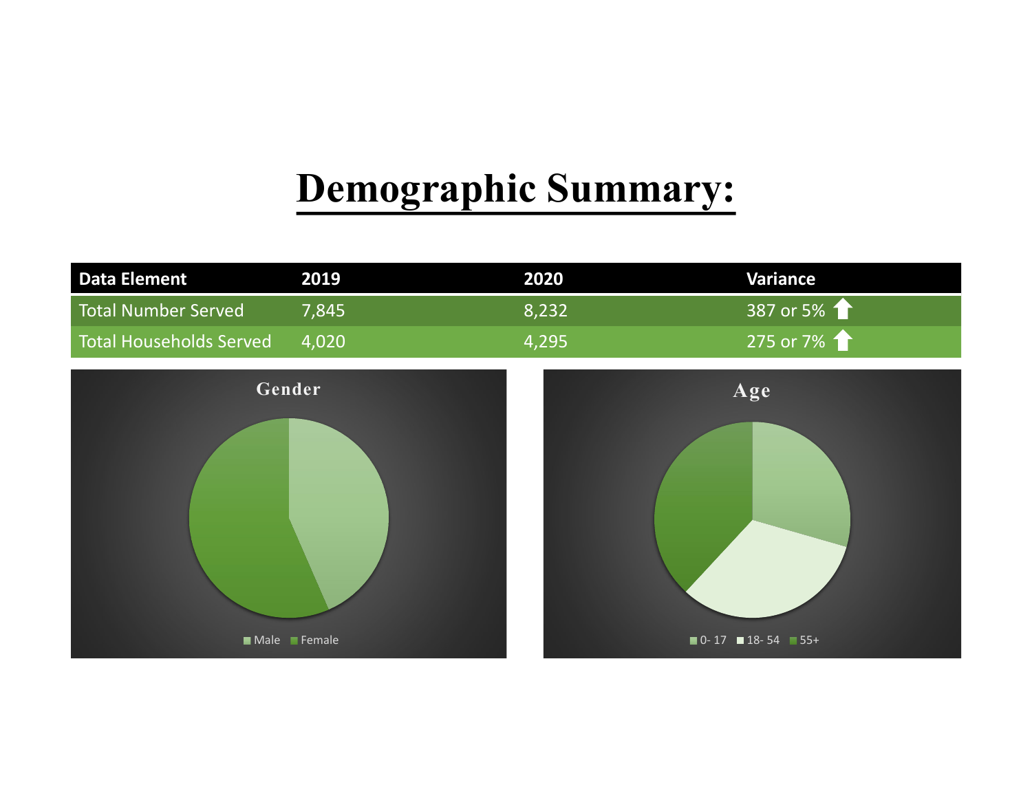# Demographic Summary:

| Data Element | 2019 | 2020 | Variance |
|---|---|---|---|
| Total Number Served | 7,845 | 8,232 | 387 or 5% ⬆ |
| Total Households Served | 4,020 | 4,295 | 275 or 7% ⬆ |

Gender

Male Female

Age

0- 17 18- 54 55+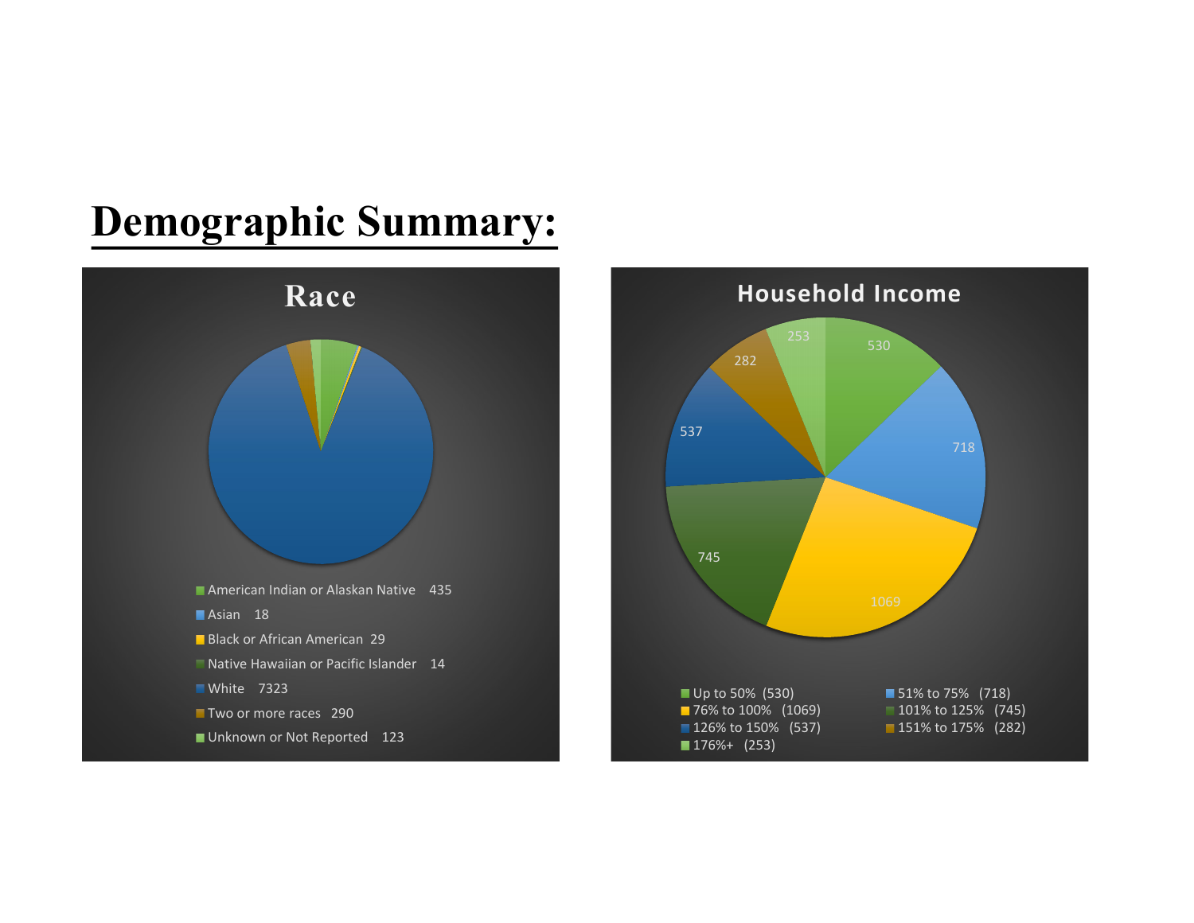# Demographic Summary:

## Race

- American Indian or Alaskan Native 435
- Asian 18
- Black or African American 29
- Native Hawaiian or Pacific Islander 14
- White 7323
- Two or more races 290
- Unknown or Not Reported 123

## Household Income

- Up to 50% (530)
- 51% to 75% (718)
- 76% to 100% (1069)
- 101% to 125% (745)
- 126% to 150% (537)
- 151% to 175% (282)
- 176%+ (253)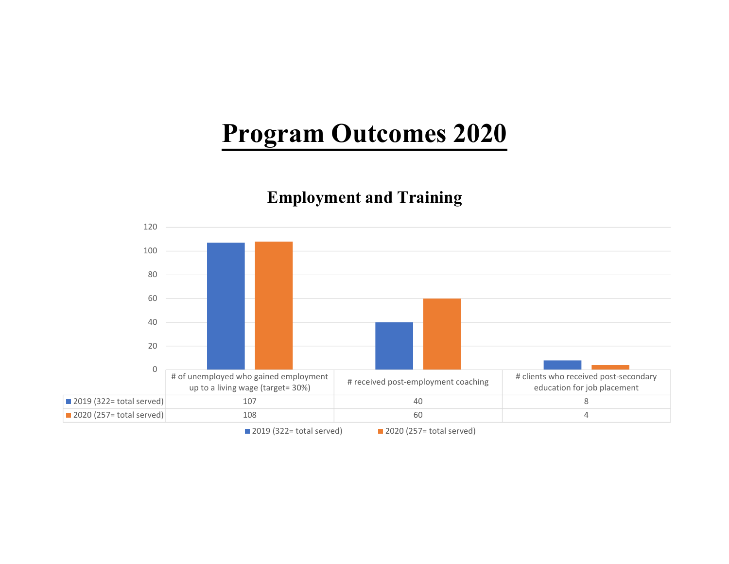# Program Outcomes 2020

## Employment and Training

| | # of unemployed who gained employment up to a living wage (target= 30%) | # received post-employment coaching | # clients who received post-secondary education for job placement |
|---|---|---|---|
| 2019 (322= total served) | 107 | 40 | 8 |
| 2020 (257= total served) | 108 | 60 | 4 |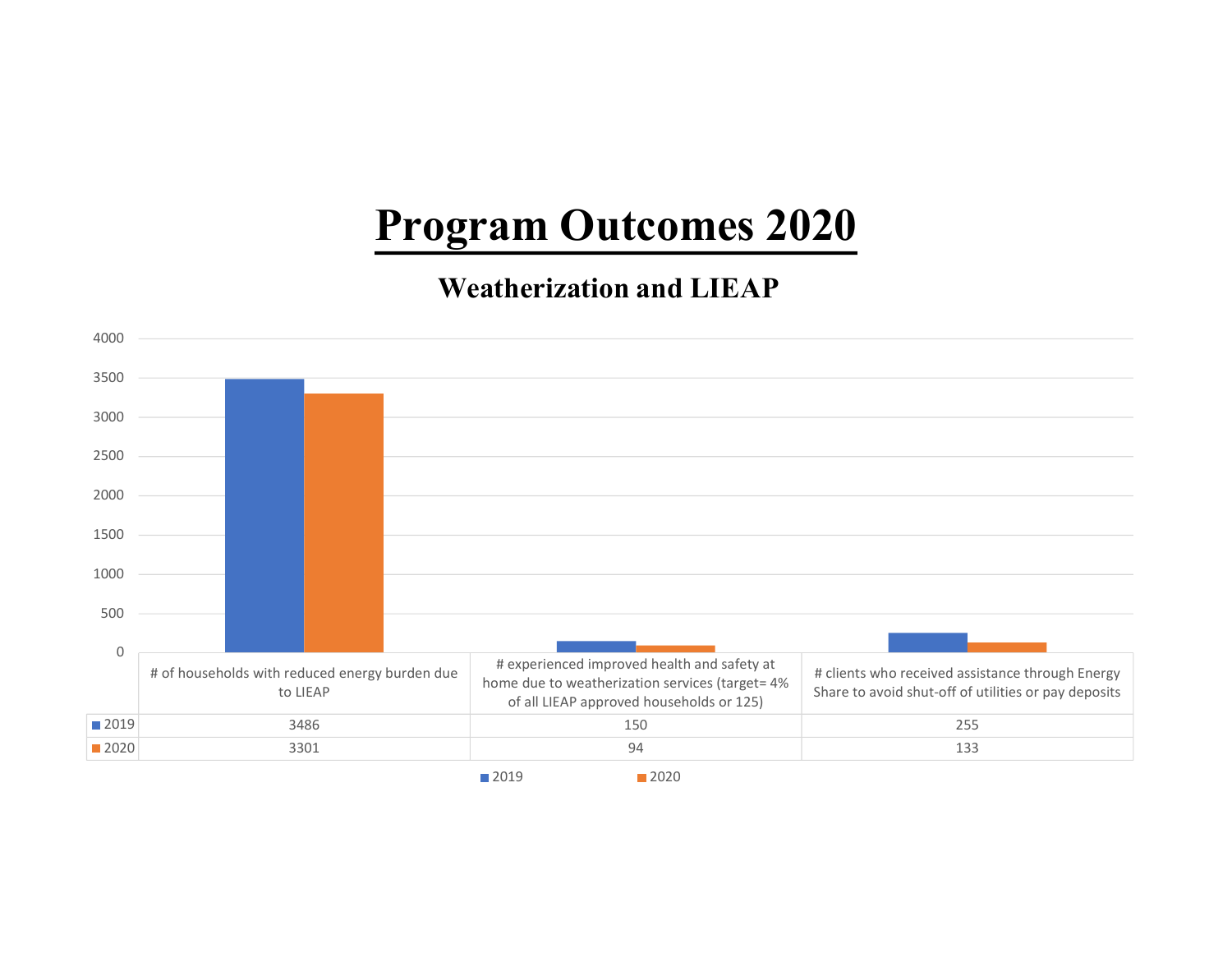# Program Outcomes 2020

## Weatherization and LIEAP

| | # of households with reduced energy burden due to LIEAP | # experienced improved health and safety at home due to weatherization services (target= 4% of all LIEAP approved households or 125) | # clients who received assistance through Energy Share to avoid shut-off of utilities or pay deposits |
|---|---|---|---|
| 2019 | 3486 | 150 | 255 |
| 2020 | 3301 | 94 | 133 |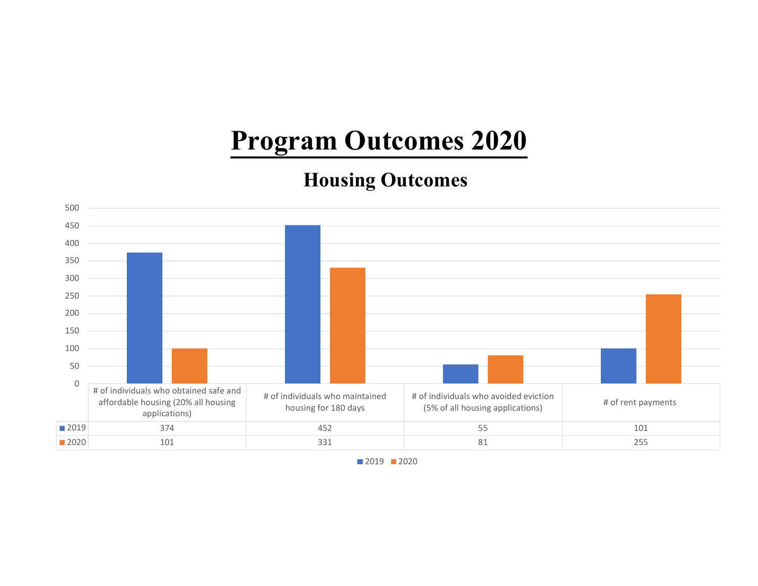# Program Outcomes 2020

## Housing Outcomes

| | # of individuals who obtained safe and affordable housing (20% all housing applications) | # of individuals who maintained housing for 180 days | # of individuals who avoided eviction (5% of all housing applications) | # of rent payments |
|---|---|---|---|---|
| 2019 | 374 | 452 | 55 | 101 |
| 2020 | 101 | 331 | 81 | 255 |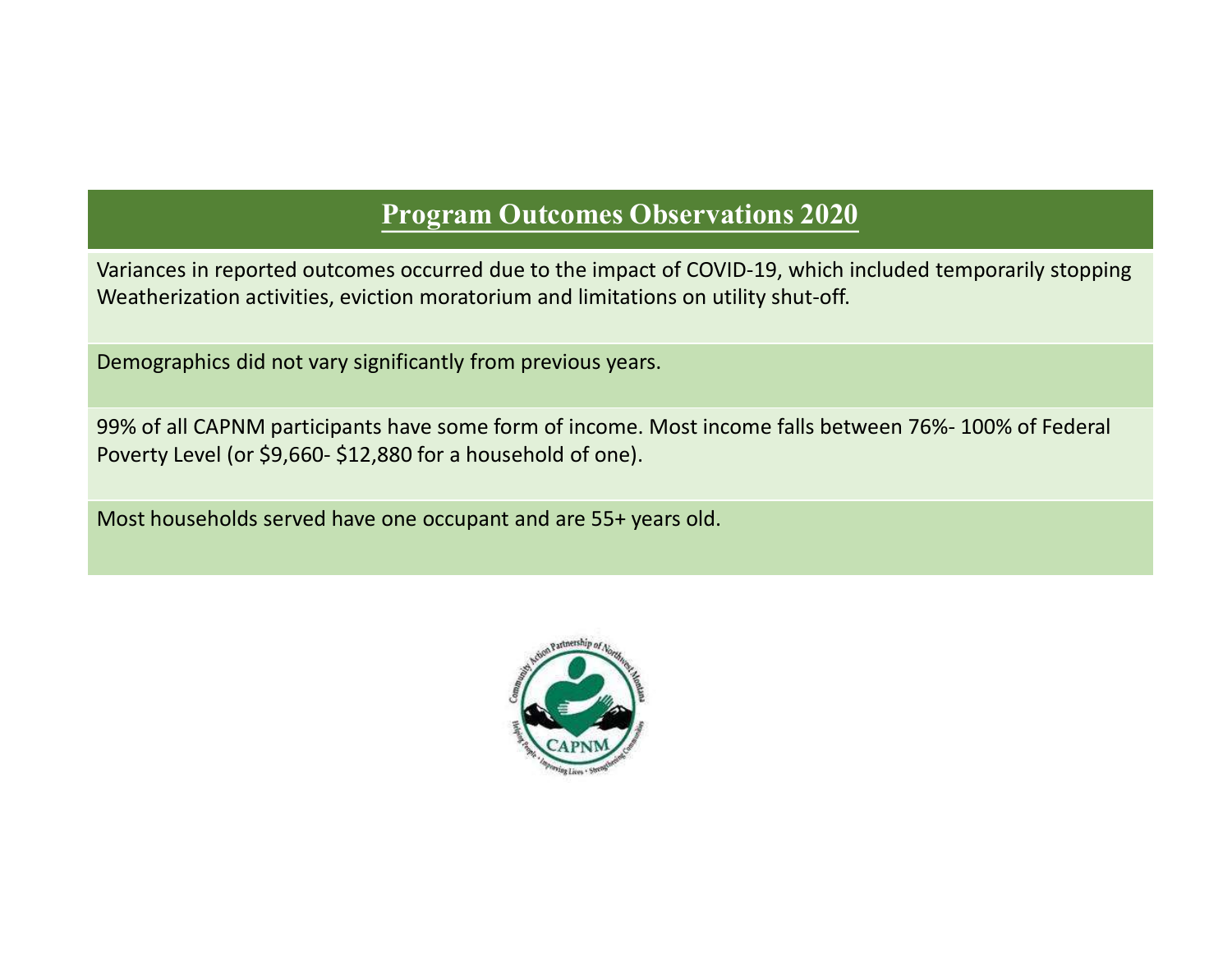# Program Outcomes Observations 2020

Variances in reported outcomes occurred due to the impact of COVID-19, which included temporarily stopping Weatherization activities, eviction moratorium and limitations on utility shut-off.

Demographics did not vary significantly from previous years.

99% of all CAPNM participants have some form of income. Most income falls between 76%- 100% of Federal Poverty Level (or $9,660- $12,880 for a household of one).

Most households served have one occupant and are 55+ years old.